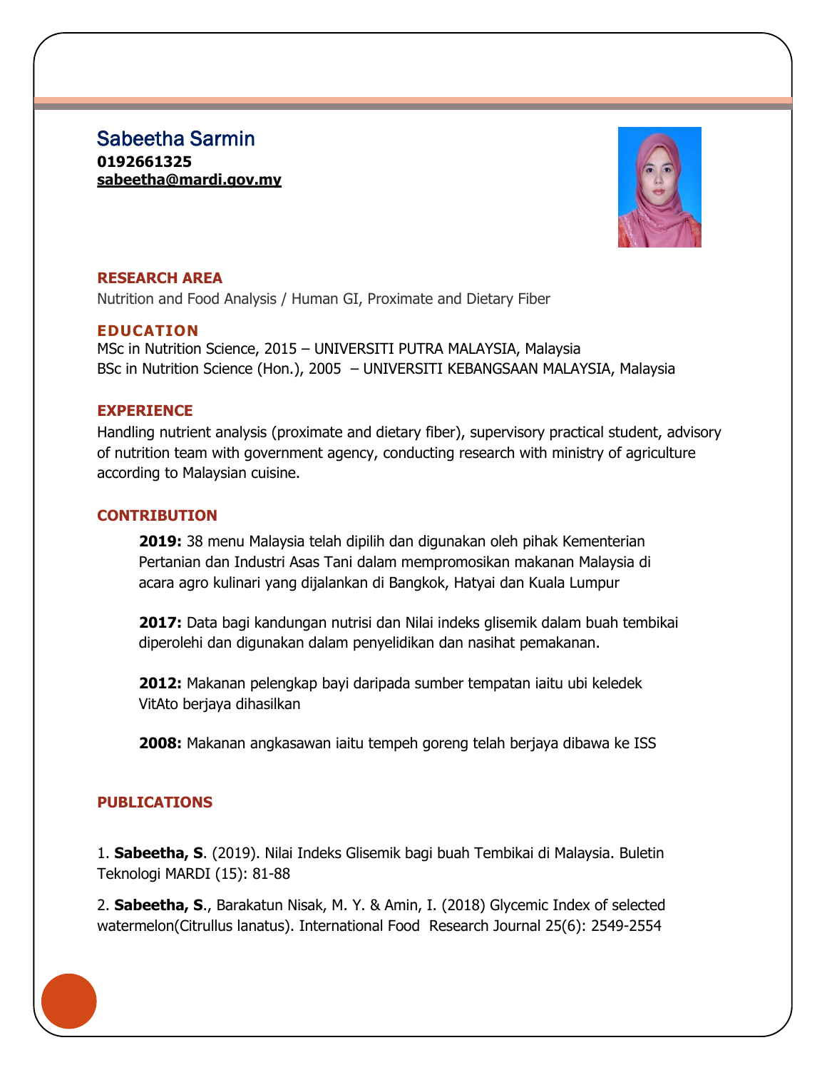# Sabeetha Sarmin

**0192661325**
**sabeetha@mardi.gov.my**

## RESEARCH AREA

Nutrition and Food Analysis / Human GI, Proximate and Dietary Fiber

## EDUCATION

MSc in Nutrition Science, 2015 – UNIVERSITI PUTRA MALAYSIA, Malaysia
BSc in Nutrition Science (Hon.), 2005 – UNIVERSITI KEBANGSAAN MALAYSIA, Malaysia

## EXPERIENCE

Handling nutrient analysis (proximate and dietary fiber), supervisory practical student, advisory of nutrition team with government agency, conducting research with ministry of agriculture according to Malaysian cuisine.

## CONTRIBUTION

**2019:** 38 menu Malaysia telah dipilih dan digunakan oleh pihak Kementerian Pertanian dan Industri Asas Tani dalam mempromosikan makanan Malaysia di acara agro kulinari yang dijalankan di Bangkok, Hatyai dan Kuala Lumpur

**2017:** Data bagi kandungan nutrisi dan Nilai indeks glisemik dalam buah tembikai diperolehi dan digunakan dalam penyelidikan dan nasihat pemakanan.

**2012:** Makanan pelengkap bayi daripada sumber tempatan iaitu ubi keledek VitAto berjaya dihasilkan

**2008:** Makanan angkasawan iaitu tempeh goreng telah berjaya dibawa ke ISS

## PUBLICATIONS

1. **Sabeetha, S**. (2019). Nilai Indeks Glisemik bagi buah Tembikai di Malaysia. Buletin Teknologi MARDI (15): 81-88

2. **Sabeetha, S**., Barakatun Nisak, M. Y. & Amin, I. (2018) Glycemic Index of selected watermelon(Citrullus lanatus). International Food Research Journal 25(6): 2549-2554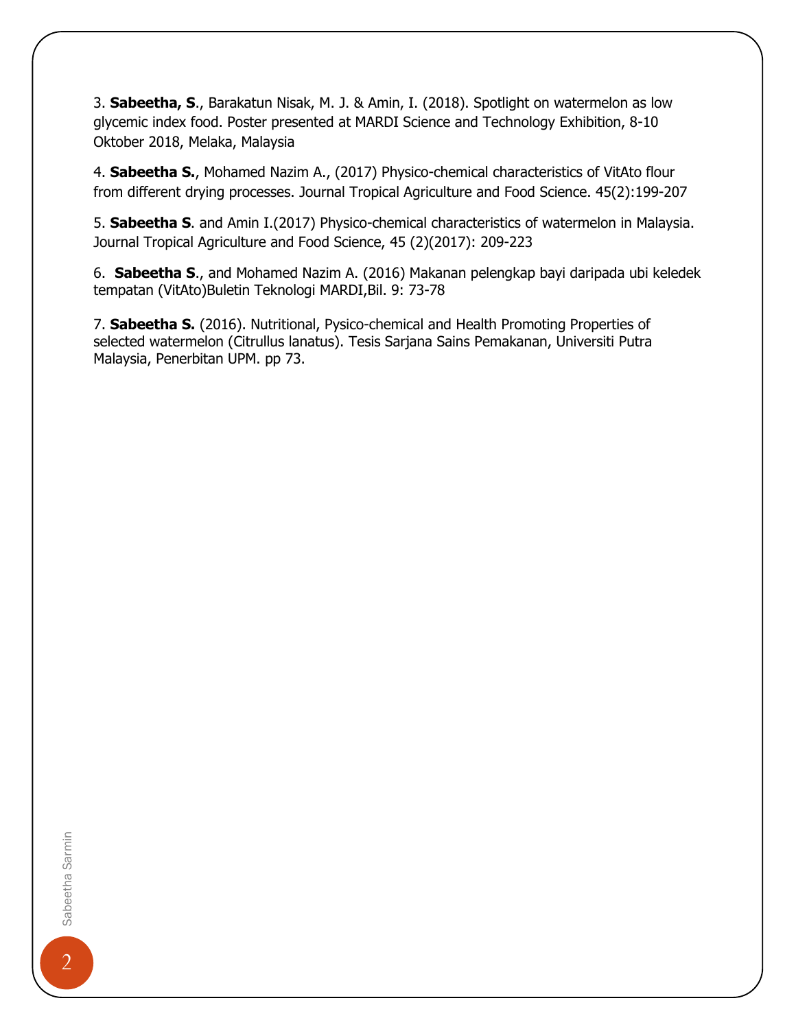3. **Sabeetha, S**., Barakatun Nisak, M. J. & Amin, I. (2018). Spotlight on watermelon as low glycemic index food. Poster presented at MARDI Science and Technology Exhibition, 8-10 Oktober 2018, Melaka, Malaysia

4. **Sabeetha S.**, Mohamed Nazim A., (2017) Physico-chemical characteristics of VitAto flour from different drying processes. Journal Tropical Agriculture and Food Science. 45(2):199-207

5. **Sabeetha S**. and Amin I.(2017) Physico-chemical characteristics of watermelon in Malaysia. Journal Tropical Agriculture and Food Science, 45 (2)(2017): 209-223

6. **Sabeetha S**., and Mohamed Nazim A. (2016) Makanan pelengkap bayi daripada ubi keledek tempatan (VitAto)Buletin Teknologi MARDI,Bil. 9: 73-78

7. **Sabeetha S.** (2016). Nutritional, Pysico-chemical and Health Promoting Properties of selected watermelon (Citrullus lanatus). Tesis Sarjana Sains Pemakanan, Universiti Putra Malaysia, Penerbitan UPM. pp 73.